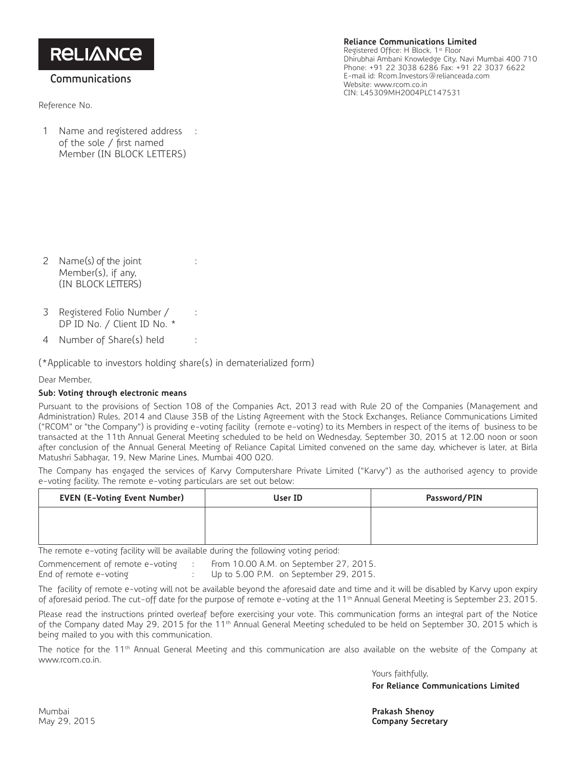**RELIANCE**

**Communications**

**Reliance Communications Limited**
Registered Office: H Block, 1st Floor
Dhirubhai Ambani Knowledge City, Navi Mumbai 400 710
Phone: +91 22 3038 6286 Fax: +91 22 3037 6622
E-mail id: Rcom.Investors@relianceada.com
Website: www.rcom.co.in
CIN: L45309MH2004PLC147531

Reference No.

1 Name and registered address of the sole / first named Member (IN BLOCK LETTERS) :

2 Name(s) of the joint Member(s), if any, (IN BLOCK LETTERS) :

3 Registered Folio Number / DP ID No. / Client ID No. * :

4 Number of Share(s) held :

(*Applicable to investors holding share(s) in dematerialized form)

Dear Member,

**Sub: Voting through electronic means**

Pursuant to the provisions of Section 108 of the Companies Act, 2013 read with Rule 20 of the Companies (Management and Administration) Rules, 2014 and Clause 35B of the Listing Agreement with the Stock Exchanges, Reliance Communications Limited ("RCOM" or "the Company") is providing e-voting facility (remote e-voting) to its Members in respect of the items of business to be transacted at the 11th Annual General Meeting scheduled to be held on Wednesday, September 30, 2015 at 12.00 noon or soon after conclusion of the Annual General Meeting of Reliance Capital Limited convened on the same day, whichever is later, at Birla Matushri Sabhagar, 19, New Marine Lines, Mumbai 400 020.

The Company has engaged the services of Karvy Computershare Private Limited ("Karvy") as the authorised agency to provide e-voting facility. The remote e-voting particulars are set out below:

| EVEN (E-Voting Event Number) | User ID | Password/PIN |
|---|---|---|
| | | |

The remote e-voting facility will be available during the following voting period:

Commencement of remote e-voting : From 10.00 A.M. on September 27, 2015.
End of remote e-voting : Up to 5.00 P.M. on September 29, 2015.

The facility of remote e-voting will not be available beyond the aforesaid date and time and it will be disabled by Karvy upon expiry of aforesaid period. The cut-off date for the purpose of remote e-voting at the 11th Annual General Meeting is September 23, 2015.

Please read the instructions printed overleaf before exercising your vote. This communication forms an integral part of the Notice of the Company dated May 29, 2015 for the 11th Annual General Meeting scheduled to be held on September 30, 2015 which is being mailed to you with this communication.

The notice for the 11th Annual General Meeting and this communication are also available on the website of the Company at www.rcom.co.in.

Yours faithfully,
**For Reliance Communications Limited**

**Prakash Shenoy**
**Company Secretary**

Mumbai
May 29, 2015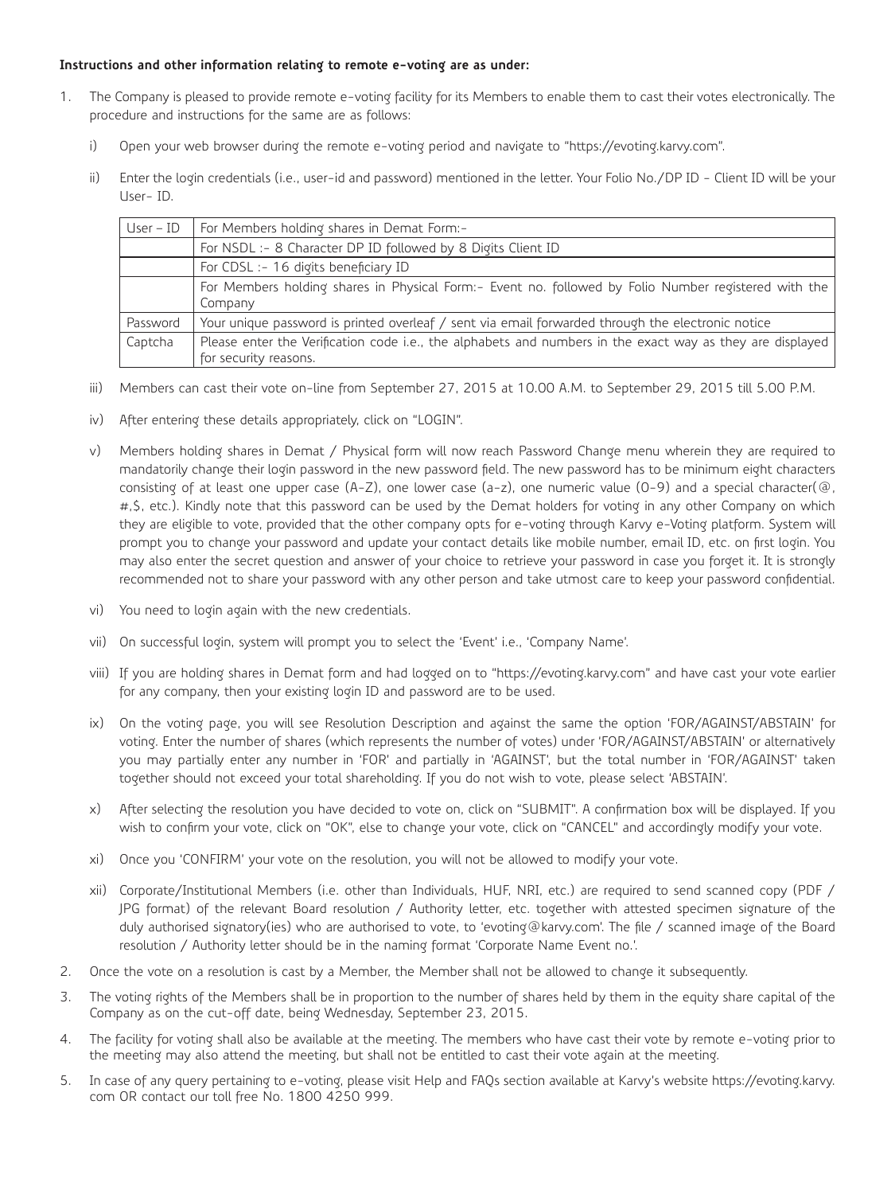**Instructions and other information relating to remote e-voting are as under:**

1. The Company is pleased to provide remote e-voting facility for its Members to enable them to cast their votes electronically. The procedure and instructions for the same are as follows:

   i) Open your web browser during the remote e-voting period and navigate to "https://evoting.karvy.com".

   ii) Enter the login credentials (i.e., user-id and password) mentioned in the letter. Your Folio No./DP ID - Client ID will be your User- ID.

   | | |
   |---|---|
   | User – ID | For Members holding shares in Demat Form:- |
   | | For NSDL :- 8 Character DP ID followed by 8 Digits Client ID |
   | | For CDSL :- 16 digits beneficiary ID |
   | | For Members holding shares in Physical Form:- Event no. followed by Folio Number registered with the Company |
   | Password | Your unique password is printed overleaf / sent via email forwarded through the electronic notice |
   | Captcha | Please enter the Verification code i.e., the alphabets and numbers in the exact way as they are displayed for security reasons. |

   iii) Members can cast their vote on-line from September 27, 2015 at 10.00 A.M. to September 29, 2015 till 5.00 P.M.

   iv) After entering these details appropriately, click on "LOGIN".

   v) Members holding shares in Demat / Physical form will now reach Password Change menu wherein they are required to mandatorily change their login password in the new password field. The new password has to be minimum eight characters consisting of at least one upper case (A-Z), one lower case (a-z), one numeric value (0-9) and a special character(@, #,$, etc.). Kindly note that this password can be used by the Demat holders for voting in any other Company on which they are eligible to vote, provided that the other company opts for e-voting through Karvy e-Voting platform. System will prompt you to change your password and update your contact details like mobile number, email ID, etc. on first login. You may also enter the secret question and answer of your choice to retrieve your password in case you forget it. It is strongly recommended not to share your password with any other person and take utmost care to keep your password confidential.

   vi) You need to login again with the new credentials.

   vii) On successful login, system will prompt you to select the 'Event' i.e., 'Company Name'.

   viii) If you are holding shares in Demat form and had logged on to "https://evoting.karvy.com" and have cast your vote earlier for any company, then your existing login ID and password are to be used.

   ix) On the voting page, you will see Resolution Description and against the same the option 'FOR/AGAINST/ABSTAIN' for voting. Enter the number of shares (which represents the number of votes) under 'FOR/AGAINST/ABSTAIN' or alternatively you may partially enter any number in 'FOR' and partially in 'AGAINST', but the total number in 'FOR/AGAINST' taken together should not exceed your total shareholding. If you do not wish to vote, please select 'ABSTAIN'.

   x) After selecting the resolution you have decided to vote on, click on "SUBMIT". A confirmation box will be displayed. If you wish to confirm your vote, click on "OK", else to change your vote, click on "CANCEL" and accordingly modify your vote.

   xi) Once you 'CONFIRM' your vote on the resolution, you will not be allowed to modify your vote.

   xii) Corporate/Institutional Members (i.e. other than Individuals, HUF, NRI, etc.) are required to send scanned copy (PDF / JPG format) of the relevant Board resolution / Authority letter, etc. together with attested specimen signature of the duly authorised signatory(ies) who are authorised to vote, to 'evoting@karvy.com'. The file / scanned image of the Board resolution / Authority letter should be in the naming format 'Corporate Name Event no.'.

2. Once the vote on a resolution is cast by a Member, the Member shall not be allowed to change it subsequently.

3. The voting rights of the Members shall be in proportion to the number of shares held by them in the equity share capital of the Company as on the cut-off date, being Wednesday, September 23, 2015.

4. The facility for voting shall also be available at the meeting. The members who have cast their vote by remote e-voting prior to the meeting may also attend the meeting, but shall not be entitled to cast their vote again at the meeting.

5. In case of any query pertaining to e-voting, please visit Help and FAQs section available at Karvy's website https://evoting.karvy.com OR contact our toll free No. 1800 4250 999.